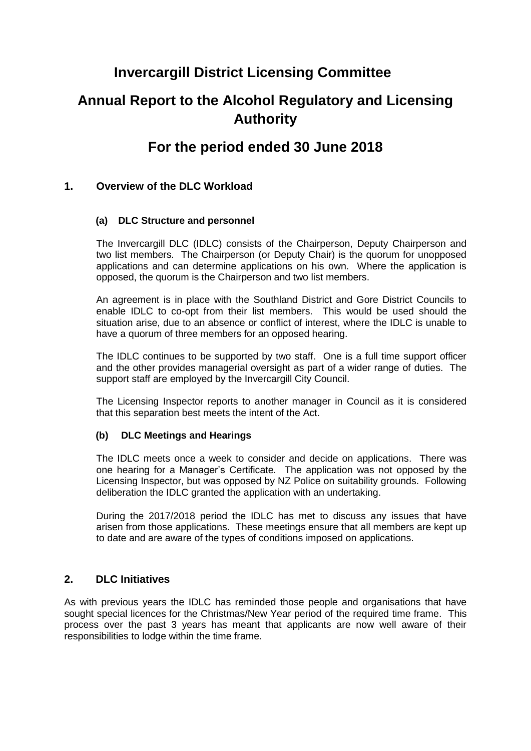# Invercargill District Licensing Committee

# Annual Report to the Alcohol Regulatory and Licensing Authority

# For the period ended 30 June 2018

## 1. Overview of the DLC Workload

### (a) DLC Structure and personnel

The Invercargill DLC (IDLC) consists of the Chairperson, Deputy Chairperson and two list members. The Chairperson (or Deputy Chair) is the quorum for unopposed applications and can determine applications on his own. Where the application is opposed, the quorum is the Chairperson and two list members.

An agreement is in place with the Southland District and Gore District Councils to enable IDLC to co-opt from their list members. This would be used should the situation arise, due to an absence or conflict of interest, where the IDLC is unable to have a quorum of three members for an opposed hearing.

The IDLC continues to be supported by two staff. One is a full time support officer and the other provides managerial oversight as part of a wider range of duties. The support staff are employed by the Invercargill City Council.

The Licensing Inspector reports to another manager in Council as it is considered that this separation best meets the intent of the Act.

### (b) DLC Meetings and Hearings

The IDLC meets once a week to consider and decide on applications. There was one hearing for a Manager's Certificate. The application was not opposed by the Licensing Inspector, but was opposed by NZ Police on suitability grounds. Following deliberation the IDLC granted the application with an undertaking.

During the 2017/2018 period the IDLC has met to discuss any issues that have arisen from those applications. These meetings ensure that all members are kept up to date and are aware of the types of conditions imposed on applications.

## 2. DLC Initiatives

As with previous years the IDLC has reminded those people and organisations that have sought special licences for the Christmas/New Year period of the required time frame. This process over the past 3 years has meant that applicants are now well aware of their responsibilities to lodge within the time frame.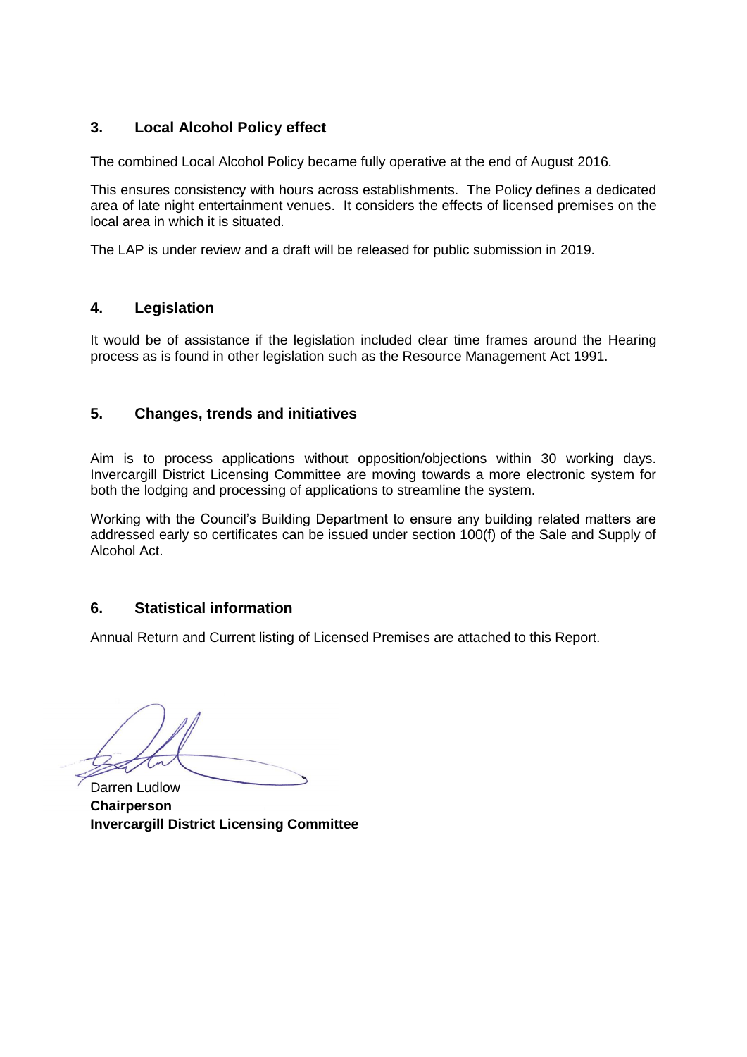## 3. Local Alcohol Policy effect

The combined Local Alcohol Policy became fully operative at the end of August 2016.

This ensures consistency with hours across establishments. The Policy defines a dedicated area of late night entertainment venues. It considers the effects of licensed premises on the local area in which it is situated.

The LAP is under review and a draft will be released for public submission in 2019.

## 4. Legislation

It would be of assistance if the legislation included clear time frames around the Hearing process as is found in other legislation such as the Resource Management Act 1991.

## 5. Changes, trends and initiatives

Aim is to process applications without opposition/objections within 30 working days. Invercargill District Licensing Committee are moving towards a more electronic system for both the lodging and processing of applications to streamline the system.

Working with the Council's Building Department to ensure any building related matters are addressed early so certificates can be issued under section 100(f) of the Sale and Supply of Alcohol Act.

## 6. Statistical information

Annual Return and Current listing of Licensed Premises are attached to this Report.

Darren Ludlow
**Chairperson**
**Invercargill District Licensing Committee**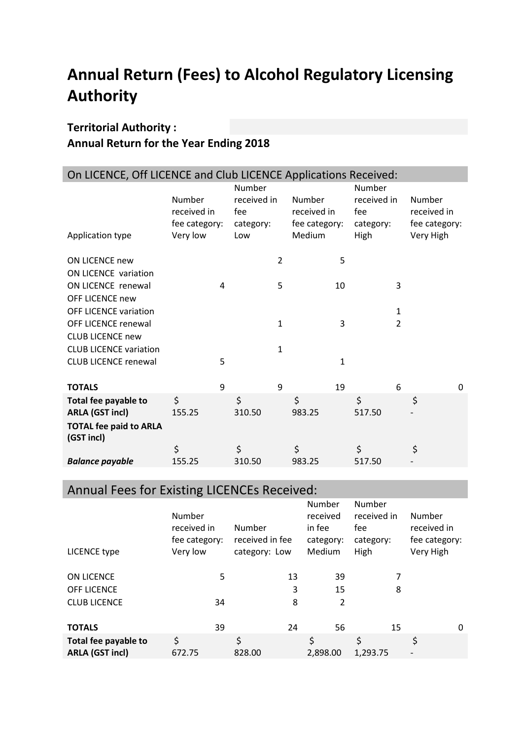# Annual Return (Fees) to Alcohol Regulatory Licensing Authority

**Territorial Authority :**

**Annual Return for the Year Ending 2018**

## On LICENCE, Off LICENCE and Club LICENCE Applications Received:

| Application type | Number received in fee category: Very low | Number received in fee category: Low | Number received in fee category: Medium | Number received in fee category: High | Number received in fee category: Very High |
|---|---|---|---|---|---|
| ON LICENCE new | | 2 | 5 | | |
| ON LICENCE variation | | | | | |
| ON LICENCE renewal | 4 | 5 | 10 | 3 | |
| OFF LICENCE new | | | | | |
| OFF LICENCE variation | | | | 1 | |
| OFF LICENCE renewal | | 1 | 3 | 2 | |
| CLUB LICENCE new | | | | | |
| CLUB LICENCE variation | | 1 | | | |
| CLUB LICENCE renewal | 5 | | 1 | | |
| **TOTALS** | 9 | 9 | 19 | 6 | 0 |
| **Total fee payable to ARLA (GST incl)** | $ 155.25 | $ 310.50 | $ 983.25 | $ 517.50 | $ - |
| **TOTAL fee paid to ARLA (GST incl)** | | | | | |
| ***Balance payable*** | $ 155.25 | $ 310.50 | $ 983.25 | $ 517.50 | $ - |

## Annual Fees for Existing LICENCEs Received:

| LICENCE type | Number received in fee category: Very low | Number received in fee category: Low | Number received in fee category: Medium | Number received in fee category: High | Number received in fee category: Very High |
|---|---|---|---|---|---|
| ON LICENCE | 5 | 13 | 39 | 7 | |
| OFF LICENCE | | 3 | 15 | 8 | |
| CLUB LICENCE | 34 | 8 | 2 | | |
| **TOTALS** | 39 | 24 | 56 | 15 | 0 |
| **Total fee payable to ARLA (GST incl)** | $ 672.75 | $ 828.00 | $ 2,898.00 | $ 1,293.75 | $ - |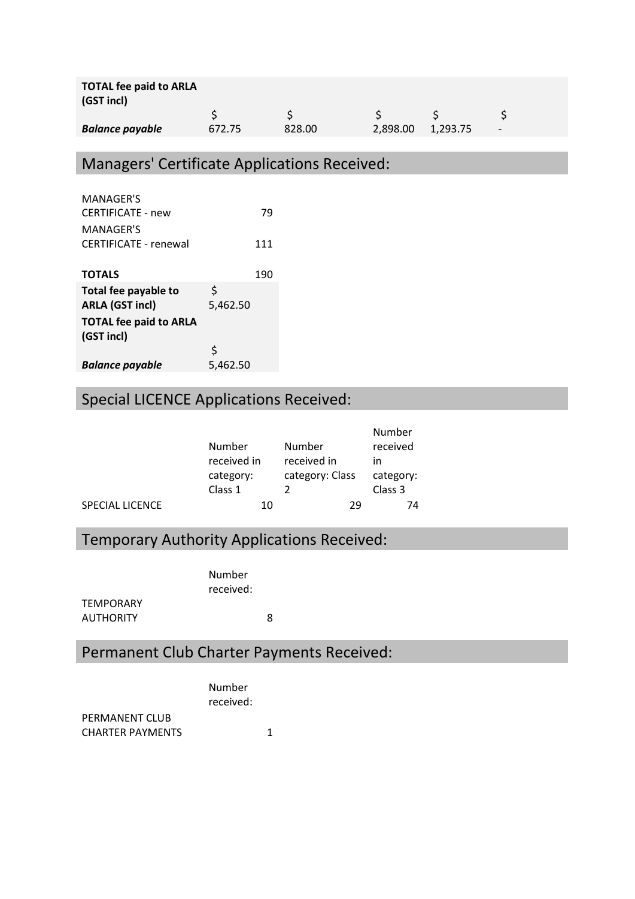| | | | | | |
|---|---|---|---|---|---|
| **TOTAL fee paid to ARLA (GST incl)** | | | | | |
| ***Balance payable*** | $ 672.75 | $ 828.00 | $ 2,898.00 | $ 1,293.75 | $ - |

## Managers' Certificate Applications Received:

| | |
|---|---|
| MANAGER'S CERTIFICATE - new | 79 |
| MANAGER'S CERTIFICATE - renewal | 111 |
| **TOTALS** | 190 |
| **Total fee payable to ARLA (GST incl)** | $ 5,462.50 |
| **TOTAL fee paid to ARLA (GST incl)** | |
| ***Balance payable*** | $ 5,462.50 |

## Special LICENCE Applications Received:

| | Number received in category: Class 1 | Number received in category: Class 2 | Number received in category: Class 3 |
|---|---|---|---|
| SPECIAL LICENCE | 10 | 29 | 74 |

## Temporary Authority Applications Received:

| | Number received: |
|---|---|
| TEMPORARY AUTHORITY | 8 |

## Permanent Club Charter Payments Received:

| | Number received: |
|---|---|
| PERMANENT CLUB CHARTER PAYMENTS | 1 |